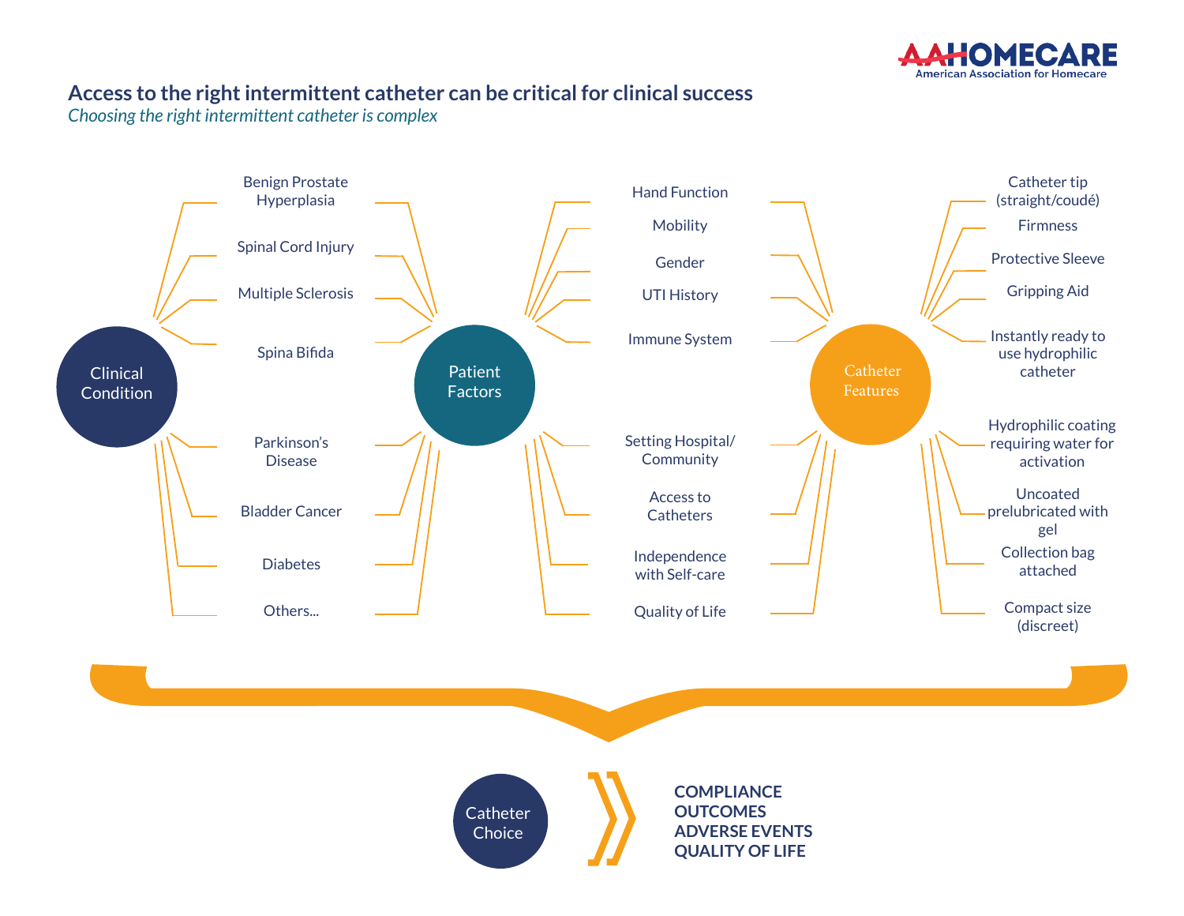# Access to the right intermittent catheter can be critical for clinical success

*Choosing the right intermittent catheter is complex*

## Clinical Condition

- Benign Prostate Hyperplasia
- Spinal Cord Injury
- Multiple Sclerosis
- Spina Bifida
- Parkinson's Disease
- Bladder Cancer
- Diabetes
- Others...

## Patient Factors

- Hand Function
- Mobility
- Gender
- UTI History
- Immune System
- Setting Hospital/ Community
- Access to Catheters
- Independence with Self-care
- Quality of Life

## Catheter Features

- Catheter tip (straight/coudé)
- Firmness
- Protective Sleeve
- Gripping Aid
- Instantly ready to use hydrophilic catheter
- Hydrophilic coating requiring water for activation
- Uncoated prelubricated with gel
- Collection bag attached
- Compact size (discreet)

## Catheter Choice

**COMPLIANCE**
**OUTCOMES**
**ADVERSE EVENTS**
**QUALITY OF LIFE**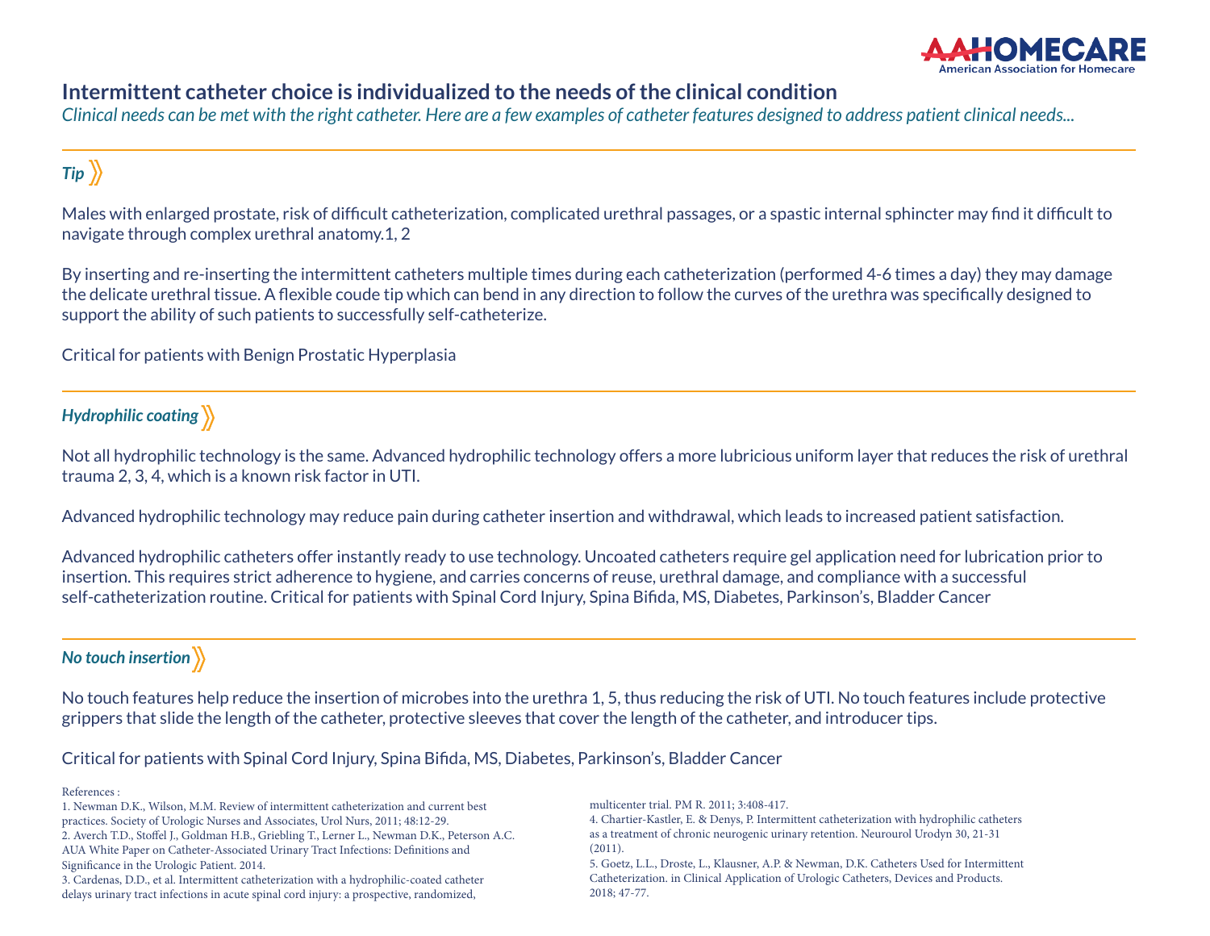# Intermittent catheter choice is individualized to the needs of the clinical condition

*Clinical needs can be met with the right catheter. Here are a few examples of catheter features designed to address patient clinical needs...*

## *Tip*

Males with enlarged prostate, risk of difficult catheterization, complicated urethral passages, or a spastic internal sphincter may find it difficult to navigate through complex urethral anatomy.1, 2

By inserting and re-inserting the intermittent catheters multiple times during each catheterization (performed 4-6 times a day) they may damage the delicate urethral tissue. A flexible coude tip which can bend in any direction to follow the curves of the urethra was specifically designed to support the ability of such patients to successfully self-catheterize.

Critical for patients with Benign Prostatic Hyperplasia

## *Hydrophilic coating*

Not all hydrophilic technology is the same. Advanced hydrophilic technology offers a more lubricious uniform layer that reduces the risk of urethral trauma 2, 3, 4, which is a known risk factor in UTI.

Advanced hydrophilic technology may reduce pain during catheter insertion and withdrawal, which leads to increased patient satisfaction.

Advanced hydrophilic catheters offer instantly ready to use technology. Uncoated catheters require gel application need for lubrication prior to insertion. This requires strict adherence to hygiene, and carries concerns of reuse, urethral damage, and compliance with a successful self-catheterization routine. Critical for patients with Spinal Cord Injury, Spina Bifida, MS, Diabetes, Parkinson's, Bladder Cancer

## *No touch insertion*

No touch features help reduce the insertion of microbes into the urethra 1, 5, thus reducing the risk of UTI. No touch features include protective grippers that slide the length of the catheter, protective sleeves that cover the length of the catheter, and introducer tips.

Critical for patients with Spinal Cord Injury, Spina Bifida, MS, Diabetes, Parkinson's, Bladder Cancer

References :

1. Newman D.K., Wilson, M.M. Review of intermittent catheterization and current best practices. Society of Urologic Nurses and Associates, Urol Nurs, 2011; 48:12-29.
2. Averch T.D., Stoffel J., Goldman H.B., Griebling T., Lerner L., Newman D.K., Peterson A.C. AUA White Paper on Catheter-Associated Urinary Tract Infections: Definitions and Significance in the Urologic Patient. 2014.
3. Cardenas, D.D., et al. Intermittent catheterization with a hydrophilic-coated catheter delays urinary tract infections in acute spinal cord injury: a prospective, randomized, multicenter trial. PM R. 2011; 3:408-417.
4. Chartier-Kastler, E. & Denys, P. Intermittent catheterization with hydrophilic catheters as a treatment of chronic neurogenic urinary retention. Neurourol Urodyn 30, 21-31 (2011).
5. Goetz, L.L., Droste, L., Klausner, A.P. & Newman, D.K. Catheters Used for Intermittent Catheterization. in Clinical Application of Urologic Catheters, Devices and Products. 2018; 47-77.